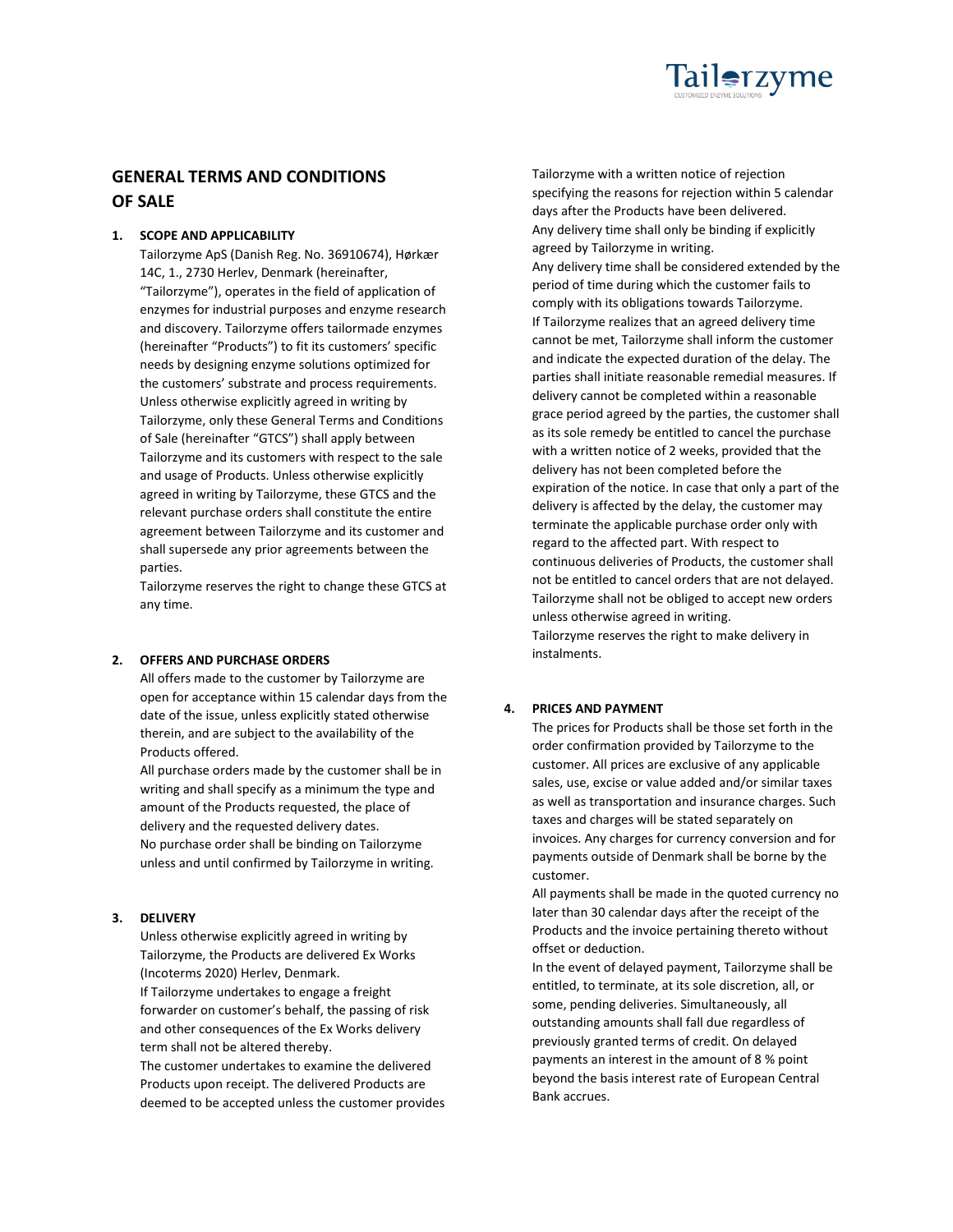# GENERAL TERMS AND CONDITIONS OF SALE

## 1. SCOPE AND APPLICABILITY

Tailorzyme ApS (Danish Reg. No. 36910674), Hørkær 14C, 1., 2730 Herlev, Denmark (hereinafter, "Tailorzyme"), operates in the field of application of enzymes for industrial purposes and enzyme research and discovery. Tailorzyme offers tailormade enzymes (hereinafter "Products") to fit its customers' specific needs by designing enzyme solutions optimized for the customers' substrate and process requirements. Unless otherwise explicitly agreed in writing by Tailorzyme, only these General Terms and Conditions of Sale (hereinafter "GTCS") shall apply between Tailorzyme and its customers with respect to the sale and usage of Products. Unless otherwise explicitly agreed in writing by Tailorzyme, these GTCS and the relevant purchase orders shall constitute the entire agreement between Tailorzyme and its customer and shall supersede any prior agreements between the parties.

Tailorzyme reserves the right to change these GTCS at any time.

## 2. OFFERS AND PURCHASE ORDERS

All offers made to the customer by Tailorzyme are open for acceptance within 15 calendar days from the date of the issue, unless explicitly stated otherwise therein, and are subject to the availability of the Products offered.

All purchase orders made by the customer shall be in writing and shall specify as a minimum the type and amount of the Products requested, the place of delivery and the requested delivery dates.

No purchase order shall be binding on Tailorzyme unless and until confirmed by Tailorzyme in writing.

## 3. DELIVERY

Unless otherwise explicitly agreed in writing by Tailorzyme, the Products are delivered Ex Works (Incoterms 2020) Herlev, Denmark.

If Tailorzyme undertakes to engage a freight forwarder on customer's behalf, the passing of risk and other consequences of the Ex Works delivery term shall not be altered thereby.

The customer undertakes to examine the delivered Products upon receipt. The delivered Products are deemed to be accepted unless the customer provides Tailorzyme with a written notice of rejection specifying the reasons for rejection within 5 calendar days after the Products have been delivered.

Any delivery time shall only be binding if explicitly agreed by Tailorzyme in writing.

Any delivery time shall be considered extended by the period of time during which the customer fails to comply with its obligations towards Tailorzyme.

If Tailorzyme realizes that an agreed delivery time cannot be met, Tailorzyme shall inform the customer and indicate the expected duration of the delay. The parties shall initiate reasonable remedial measures. If delivery cannot be completed within a reasonable grace period agreed by the parties, the customer shall as its sole remedy be entitled to cancel the purchase with a written notice of 2 weeks, provided that the delivery has not been completed before the expiration of the notice. In case that only a part of the delivery is affected by the delay, the customer may terminate the applicable purchase order only with regard to the affected part. With respect to continuous deliveries of Products, the customer shall not be entitled to cancel orders that are not delayed. Tailorzyme shall not be obliged to accept new orders unless otherwise agreed in writing.

Tailorzyme reserves the right to make delivery in instalments.

## 4. PRICES AND PAYMENT

The prices for Products shall be those set forth in the order confirmation provided by Tailorzyme to the customer. All prices are exclusive of any applicable sales, use, excise or value added and/or similar taxes as well as transportation and insurance charges. Such taxes and charges will be stated separately on invoices. Any charges for currency conversion and for payments outside of Denmark shall be borne by the customer.

All payments shall be made in the quoted currency no later than 30 calendar days after the receipt of the Products and the invoice pertaining thereto without offset or deduction.

In the event of delayed payment, Tailorzyme shall be entitled, to terminate, at its sole discretion, all, or some, pending deliveries. Simultaneously, all outstanding amounts shall fall due regardless of previously granted terms of credit. On delayed payments an interest in the amount of 8 % point beyond the basis interest rate of European Central Bank accrues.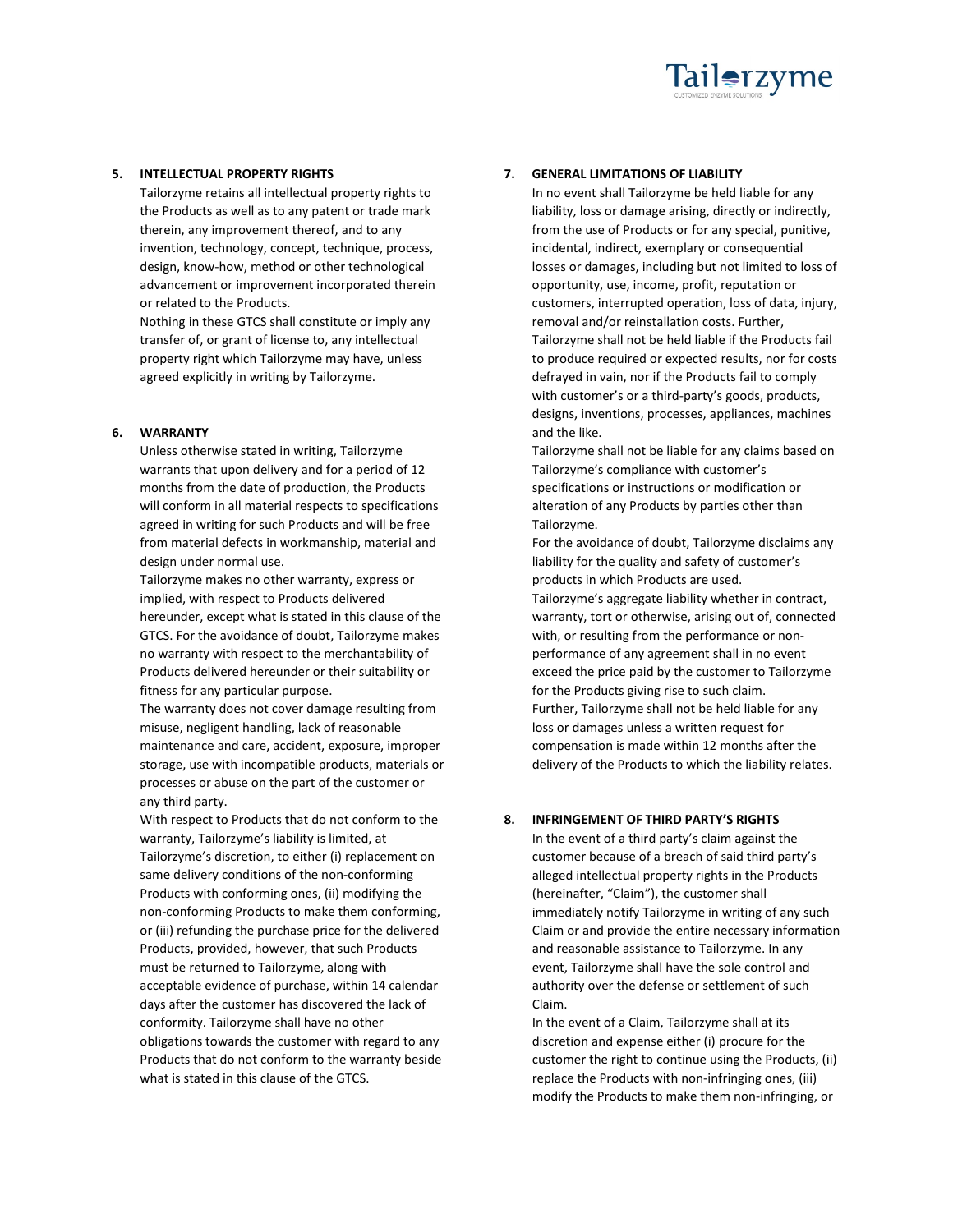## 5. INTELLECTUAL PROPERTY RIGHTS

Tailorzyme retains all intellectual property rights to the Products as well as to any patent or trade mark therein, any improvement thereof, and to any invention, technology, concept, technique, process, design, know-how, method or other technological advancement or improvement incorporated therein or related to the Products.

Nothing in these GTCS shall constitute or imply any transfer of, or grant of license to, any intellectual property right which Tailorzyme may have, unless agreed explicitly in writing by Tailorzyme.

## 6. WARRANTY

Unless otherwise stated in writing, Tailorzyme warrants that upon delivery and for a period of 12 months from the date of production, the Products will conform in all material respects to specifications agreed in writing for such Products and will be free from material defects in workmanship, material and design under normal use.

Tailorzyme makes no other warranty, express or implied, with respect to Products delivered hereunder, except what is stated in this clause of the GTCS. For the avoidance of doubt, Tailorzyme makes no warranty with respect to the merchantability of Products delivered hereunder or their suitability or fitness for any particular purpose.

The warranty does not cover damage resulting from misuse, negligent handling, lack of reasonable maintenance and care, accident, exposure, improper storage, use with incompatible products, materials or processes or abuse on the part of the customer or any third party.

With respect to Products that do not conform to the warranty, Tailorzyme's liability is limited, at Tailorzyme's discretion, to either (i) replacement on same delivery conditions of the non-conforming Products with conforming ones, (ii) modifying the non-conforming Products to make them conforming, or (iii) refunding the purchase price for the delivered Products, provided, however, that such Products must be returned to Tailorzyme, along with acceptable evidence of purchase, within 14 calendar days after the customer has discovered the lack of conformity. Tailorzyme shall have no other obligations towards the customer with regard to any Products that do not conform to the warranty beside what is stated in this clause of the GTCS.

## 7. GENERAL LIMITATIONS OF LIABILITY

In no event shall Tailorzyme be held liable for any liability, loss or damage arising, directly or indirectly, from the use of Products or for any special, punitive, incidental, indirect, exemplary or consequential losses or damages, including but not limited to loss of opportunity, use, income, profit, reputation or customers, interrupted operation, loss of data, injury, removal and/or reinstallation costs. Further, Tailorzyme shall not be held liable if the Products fail to produce required or expected results, nor for costs defrayed in vain, nor if the Products fail to comply with customer's or a third-party's goods, products, designs, inventions, processes, appliances, machines and the like.

Tailorzyme shall not be liable for any claims based on Tailorzyme's compliance with customer's specifications or instructions or modification or alteration of any Products by parties other than Tailorzyme.

For the avoidance of doubt, Tailorzyme disclaims any liability for the quality and safety of customer's products in which Products are used.

Tailorzyme's aggregate liability whether in contract, warranty, tort or otherwise, arising out of, connected with, or resulting from the performance or non-performance of any agreement shall in no event exceed the price paid by the customer to Tailorzyme for the Products giving rise to such claim.

Further, Tailorzyme shall not be held liable for any loss or damages unless a written request for compensation is made within 12 months after the delivery of the Products to which the liability relates.

## 8. INFRINGEMENT OF THIRD PARTY'S RIGHTS

In the event of a third party's claim against the customer because of a breach of said third party's alleged intellectual property rights in the Products (hereinafter, "Claim"), the customer shall immediately notify Tailorzyme in writing of any such Claim or and provide the entire necessary information and reasonable assistance to Tailorzyme. In any event, Tailorzyme shall have the sole control and authority over the defense or settlement of such Claim.

In the event of a Claim, Tailorzyme shall at its discretion and expense either (i) procure for the customer the right to continue using the Products, (ii) replace the Products with non-infringing ones, (iii) modify the Products to make them non-infringing, or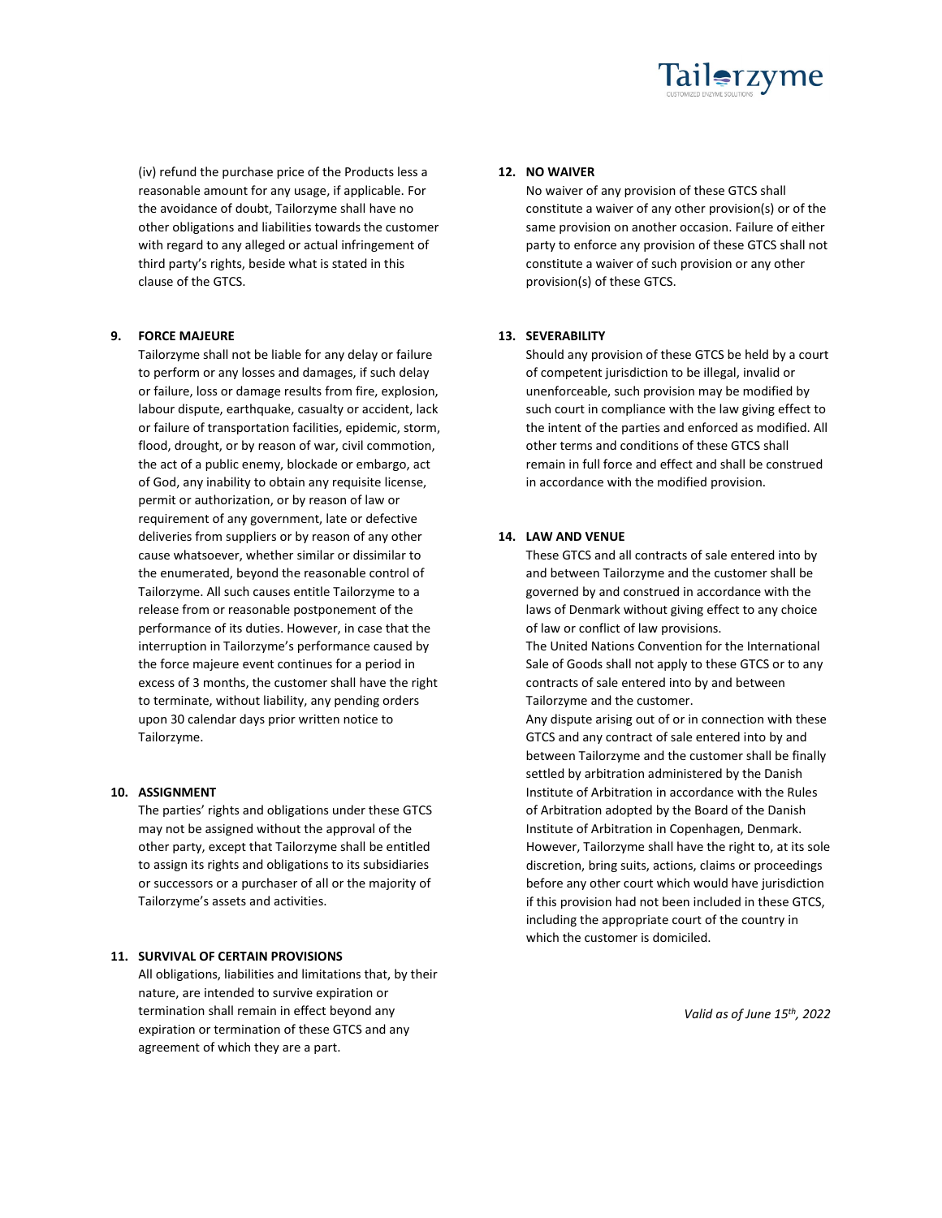(iv) refund the purchase price of the Products less a reasonable amount for any usage, if applicable. For the avoidance of doubt, Tailorzyme shall have no other obligations and liabilities towards the customer with regard to any alleged or actual infringement of third party's rights, beside what is stated in this clause of the GTCS.

**9. FORCE MAJEURE**

Tailorzyme shall not be liable for any delay or failure to perform or any losses and damages, if such delay or failure, loss or damage results from fire, explosion, labour dispute, earthquake, casualty or accident, lack or failure of transportation facilities, epidemic, storm, flood, drought, or by reason of war, civil commotion, the act of a public enemy, blockade or embargo, act of God, any inability to obtain any requisite license, permit or authorization, or by reason of law or requirement of any government, late or defective deliveries from suppliers or by reason of any other cause whatsoever, whether similar or dissimilar to the enumerated, beyond the reasonable control of Tailorzyme. All such causes entitle Tailorzyme to a release from or reasonable postponement of the performance of its duties. However, in case that the interruption in Tailorzyme's performance caused by the force majeure event continues for a period in excess of 3 months, the customer shall have the right to terminate, without liability, any pending orders upon 30 calendar days prior written notice to Tailorzyme.

**10. ASSIGNMENT**

The parties' rights and obligations under these GTCS may not be assigned without the approval of the other party, except that Tailorzyme shall be entitled to assign its rights and obligations to its subsidiaries or successors or a purchaser of all or the majority of Tailorzyme's assets and activities.

**11. SURVIVAL OF CERTAIN PROVISIONS**

All obligations, liabilities and limitations that, by their nature, are intended to survive expiration or termination shall remain in effect beyond any expiration or termination of these GTCS and any agreement of which they are a part.

**12. NO WAIVER**

No waiver of any provision of these GTCS shall constitute a waiver of any other provision(s) or of the same provision on another occasion. Failure of either party to enforce any provision of these GTCS shall not constitute a waiver of such provision or any other provision(s) of these GTCS.

**13. SEVERABILITY**

Should any provision of these GTCS be held by a court of competent jurisdiction to be illegal, invalid or unenforceable, such provision may be modified by such court in compliance with the law giving effect to the intent of the parties and enforced as modified. All other terms and conditions of these GTCS shall remain in full force and effect and shall be construed in accordance with the modified provision.

**14. LAW AND VENUE**

These GTCS and all contracts of sale entered into by and between Tailorzyme and the customer shall be governed by and construed in accordance with the laws of Denmark without giving effect to any choice of law or conflict of law provisions.

The United Nations Convention for the International Sale of Goods shall not apply to these GTCS or to any contracts of sale entered into by and between Tailorzyme and the customer.

Any dispute arising out of or in connection with these GTCS and any contract of sale entered into by and between Tailorzyme and the customer shall be finally settled by arbitration administered by the Danish Institute of Arbitration in accordance with the Rules of Arbitration adopted by the Board of the Danish Institute of Arbitration in Copenhagen, Denmark. However, Tailorzyme shall have the right to, at its sole discretion, bring suits, actions, claims or proceedings before any other court which would have jurisdiction if this provision had not been included in these GTCS, including the appropriate court of the country in which the customer is domiciled.

*Valid as of June 15th, 2022*